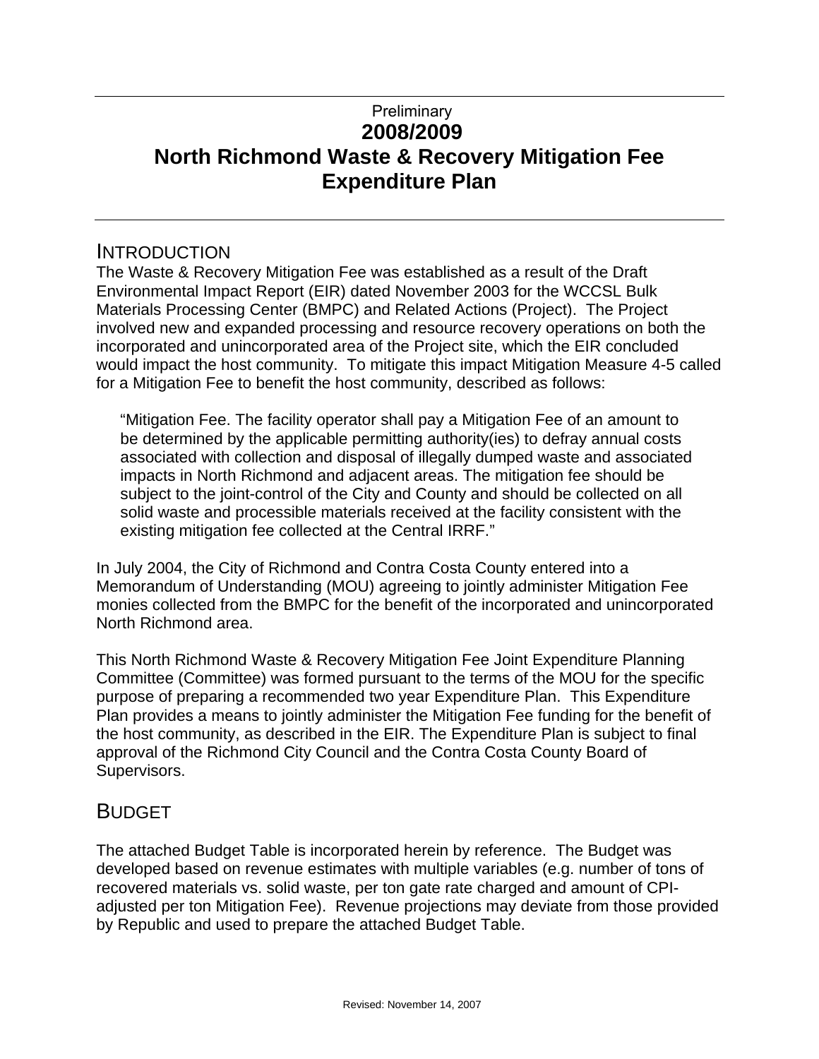Preliminary

# 2008/2009 North Richmond Waste & Recovery Mitigation Fee Expenditure Plan

## INTRODUCTION

The Waste & Recovery Mitigation Fee was established as a result of the Draft Environmental Impact Report (EIR) dated November 2003 for the WCCSL Bulk Materials Processing Center (BMPC) and Related Actions (Project). The Project involved new and expanded processing and resource recovery operations on both the incorporated and unincorporated area of the Project site, which the EIR concluded would impact the host community. To mitigate this impact Mitigation Measure 4-5 called for a Mitigation Fee to benefit the host community, described as follows:

> "Mitigation Fee. The facility operator shall pay a Mitigation Fee of an amount to be determined by the applicable permitting authority(ies) to defray annual costs associated with collection and disposal of illegally dumped waste and associated impacts in North Richmond and adjacent areas. The mitigation fee should be subject to the joint-control of the City and County and should be collected on all solid waste and processible materials received at the facility consistent with the existing mitigation fee collected at the Central IRRF."

In July 2004, the City of Richmond and Contra Costa County entered into a Memorandum of Understanding (MOU) agreeing to jointly administer Mitigation Fee monies collected from the BMPC for the benefit of the incorporated and unincorporated North Richmond area.

This North Richmond Waste & Recovery Mitigation Fee Joint Expenditure Planning Committee (Committee) was formed pursuant to the terms of the MOU for the specific purpose of preparing a recommended two year Expenditure Plan. This Expenditure Plan provides a means to jointly administer the Mitigation Fee funding for the benefit of the host community, as described in the EIR. The Expenditure Plan is subject to final approval of the Richmond City Council and the Contra Costa County Board of Supervisors.

## BUDGET

The attached Budget Table is incorporated herein by reference. The Budget was developed based on revenue estimates with multiple variables (e.g. number of tons of recovered materials vs. solid waste, per ton gate rate charged and amount of CPI-adjusted per ton Mitigation Fee). Revenue projections may deviate from those provided by Republic and used to prepare the attached Budget Table.

Revised: November 14, 2007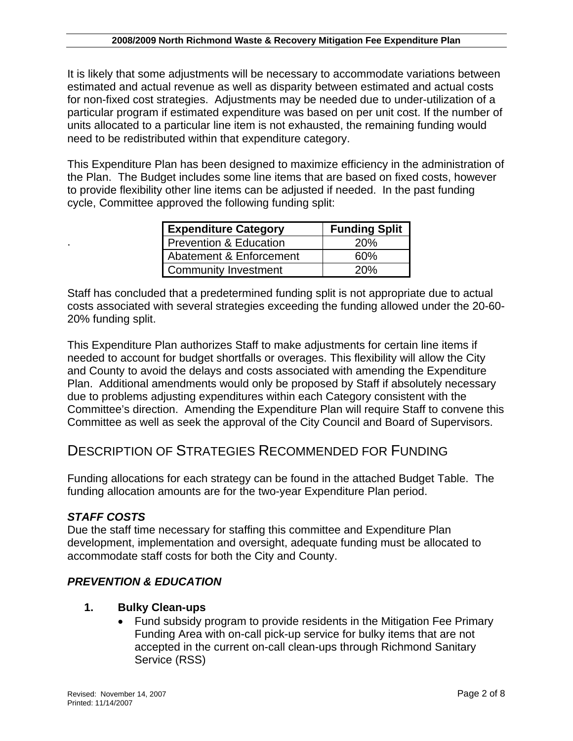It is likely that some adjustments will be necessary to accommodate variations between estimated and actual revenue as well as disparity between estimated and actual costs for non-fixed cost strategies. Adjustments may be needed due to under-utilization of a particular program if estimated expenditure was based on per unit cost. If the number of units allocated to a particular line item is not exhausted, the remaining funding would need to be redistributed within that expenditure category.

This Expenditure Plan has been designed to maximize efficiency in the administration of the Plan. The Budget includes some line items that are based on fixed costs, however to provide flexibility other line items can be adjusted if needed. In the past funding cycle, Committee approved the following funding split:

| Expenditure Category | Funding Split |
|---|---|
| Prevention & Education | 20% |
| Abatement & Enforcement | 60% |
| Community Investment | 20% |

Staff has concluded that a predetermined funding split is not appropriate due to actual costs associated with several strategies exceeding the funding allowed under the 20-60-20% funding split.

This Expenditure Plan authorizes Staff to make adjustments for certain line items if needed to account for budget shortfalls or overages. This flexibility will allow the City and County to avoid the delays and costs associated with amending the Expenditure Plan. Additional amendments would only be proposed by Staff if absolutely necessary due to problems adjusting expenditures within each Category consistent with the Committee's direction. Amending the Expenditure Plan will require Staff to convene this Committee as well as seek the approval of the City Council and Board of Supervisors.

## DESCRIPTION OF STRATEGIES RECOMMENDED FOR FUNDING

Funding allocations for each strategy can be found in the attached Budget Table. The funding allocation amounts are for the two-year Expenditure Plan period.

### *STAFF COSTS*

Due the staff time necessary for staffing this committee and Expenditure Plan development, implementation and oversight, adequate funding must be allocated to accommodate staff costs for both the City and County.

### *PREVENTION & EDUCATION*

1. **Bulky Clean-ups**
   - Fund subsidy program to provide residents in the Mitigation Fee Primary Funding Area with on-call pick-up service for bulky items that are not accepted in the current on-call clean-ups through Richmond Sanitary Service (RSS)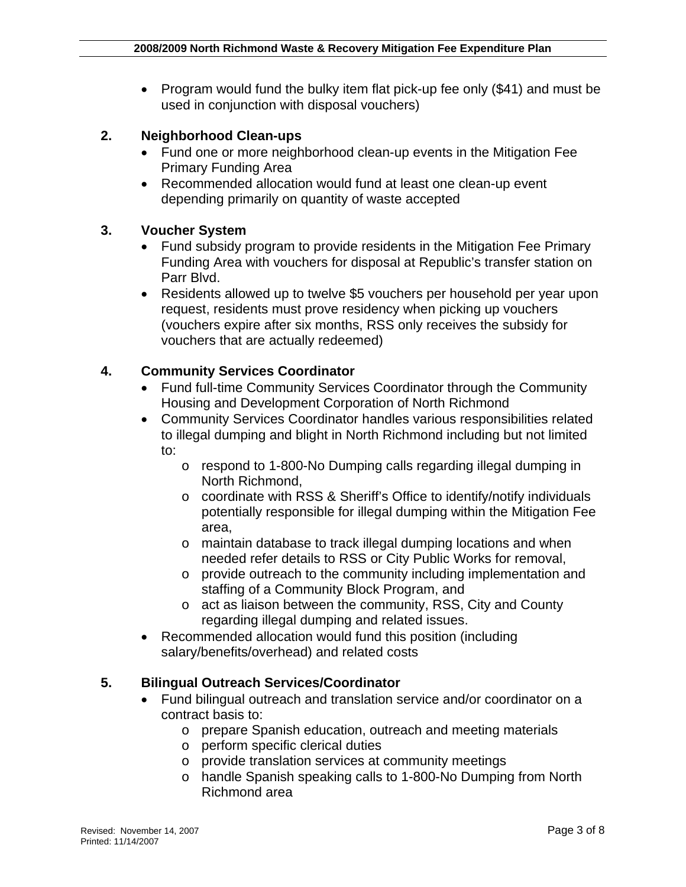- Program would fund the bulky item flat pick-up fee only ($41) and must be used in conjunction with disposal vouchers)

**2. Neighborhood Clean-ups**

- Fund one or more neighborhood clean-up events in the Mitigation Fee Primary Funding Area
- Recommended allocation would fund at least one clean-up event depending primarily on quantity of waste accepted

**3. Voucher System**

- Fund subsidy program to provide residents in the Mitigation Fee Primary Funding Area with vouchers for disposal at Republic's transfer station on Parr Blvd.
- Residents allowed up to twelve $5 vouchers per household per year upon request, residents must prove residency when picking up vouchers (vouchers expire after six months, RSS only receives the subsidy for vouchers that are actually redeemed)

**4. Community Services Coordinator**

- Fund full-time Community Services Coordinator through the Community Housing and Development Corporation of North Richmond
- Community Services Coordinator handles various responsibilities related to illegal dumping and blight in North Richmond including but not limited to:
    - respond to 1-800-No Dumping calls regarding illegal dumping in North Richmond,
    - coordinate with RSS & Sheriff's Office to identify/notify individuals potentially responsible for illegal dumping within the Mitigation Fee area,
    - maintain database to track illegal dumping locations and when needed refer details to RSS or City Public Works for removal,
    - provide outreach to the community including implementation and staffing of a Community Block Program, and
    - act as liaison between the community, RSS, City and County regarding illegal dumping and related issues.
- Recommended allocation would fund this position (including salary/benefits/overhead) and related costs

**5. Bilingual Outreach Services/Coordinator**

- Fund bilingual outreach and translation service and/or coordinator on a contract basis to:
    - prepare Spanish education, outreach and meeting materials
    - perform specific clerical duties
    - provide translation services at community meetings
    - handle Spanish speaking calls to 1-800-No Dumping from North Richmond area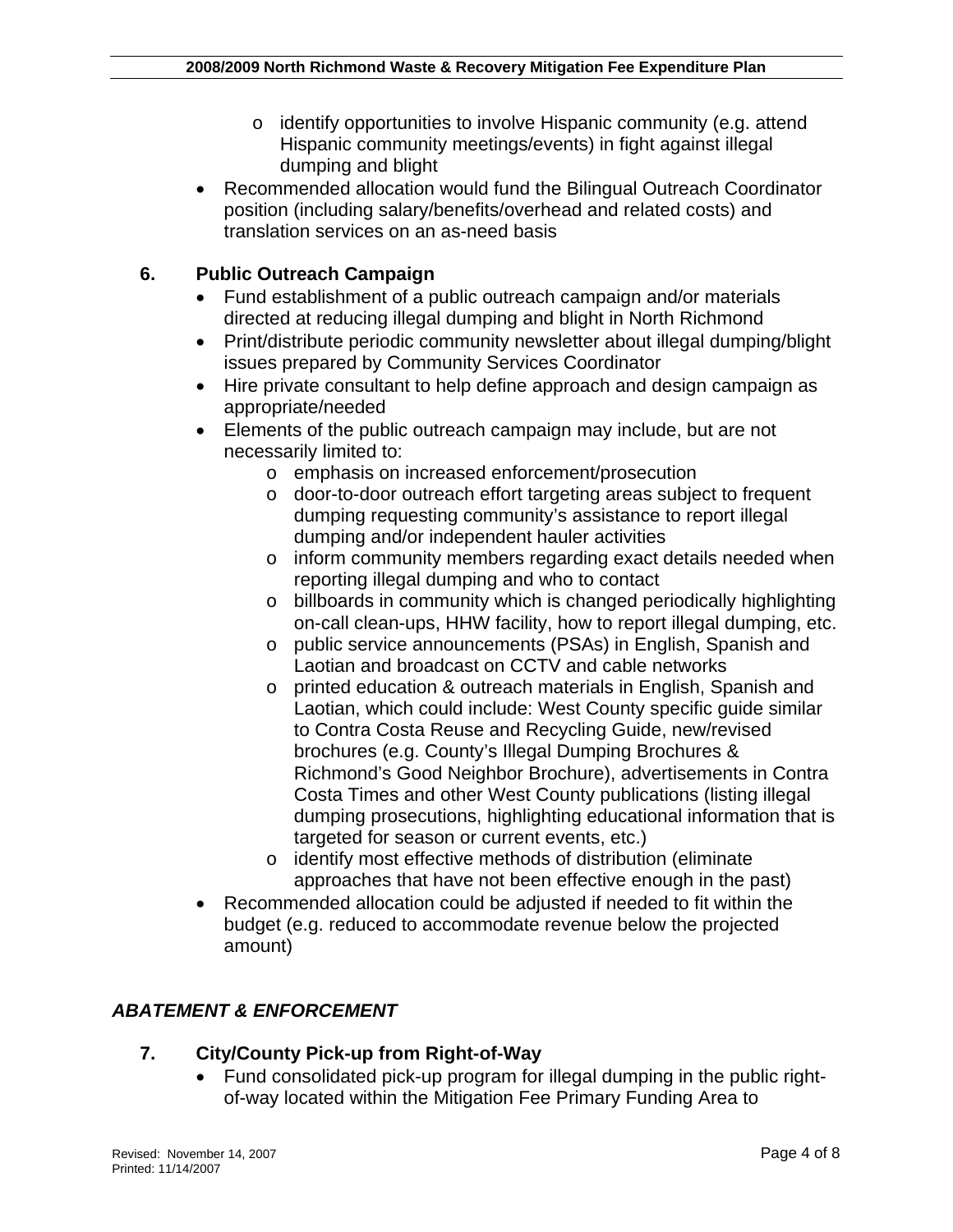- identify opportunities to involve Hispanic community (e.g. attend Hispanic community meetings/events) in fight against illegal dumping and blight
- Recommended allocation would fund the Bilingual Outreach Coordinator position (including salary/benefits/overhead and related costs) and translation services on an as-need basis

### 6. Public Outreach Campaign

- Fund establishment of a public outreach campaign and/or materials directed at reducing illegal dumping and blight in North Richmond
- Print/distribute periodic community newsletter about illegal dumping/blight issues prepared by Community Services Coordinator
- Hire private consultant to help define approach and design campaign as appropriate/needed
- Elements of the public outreach campaign may include, but are not necessarily limited to:
  - emphasis on increased enforcement/prosecution
  - door-to-door outreach effort targeting areas subject to frequent dumping requesting community's assistance to report illegal dumping and/or independent hauler activities
  - inform community members regarding exact details needed when reporting illegal dumping and who to contact
  - billboards in community which is changed periodically highlighting on-call clean-ups, HHW facility, how to report illegal dumping, etc.
  - public service announcements (PSAs) in English, Spanish and Laotian and broadcast on CCTV and cable networks
  - printed education & outreach materials in English, Spanish and Laotian, which could include: West County specific guide similar to Contra Costa Reuse and Recycling Guide, new/revised brochures (e.g. County's Illegal Dumping Brochures & Richmond's Good Neighbor Brochure), advertisements in Contra Costa Times and other West County publications (listing illegal dumping prosecutions, highlighting educational information that is targeted for season or current events, etc.)
  - identify most effective methods of distribution (eliminate approaches that have not been effective enough in the past)
- Recommended allocation could be adjusted if needed to fit within the budget (e.g. reduced to accommodate revenue below the projected amount)

## *ABATEMENT & ENFORCEMENT*

### 7. City/County Pick-up from Right-of-Way

- Fund consolidated pick-up program for illegal dumping in the public right-of-way located within the Mitigation Fee Primary Funding Area to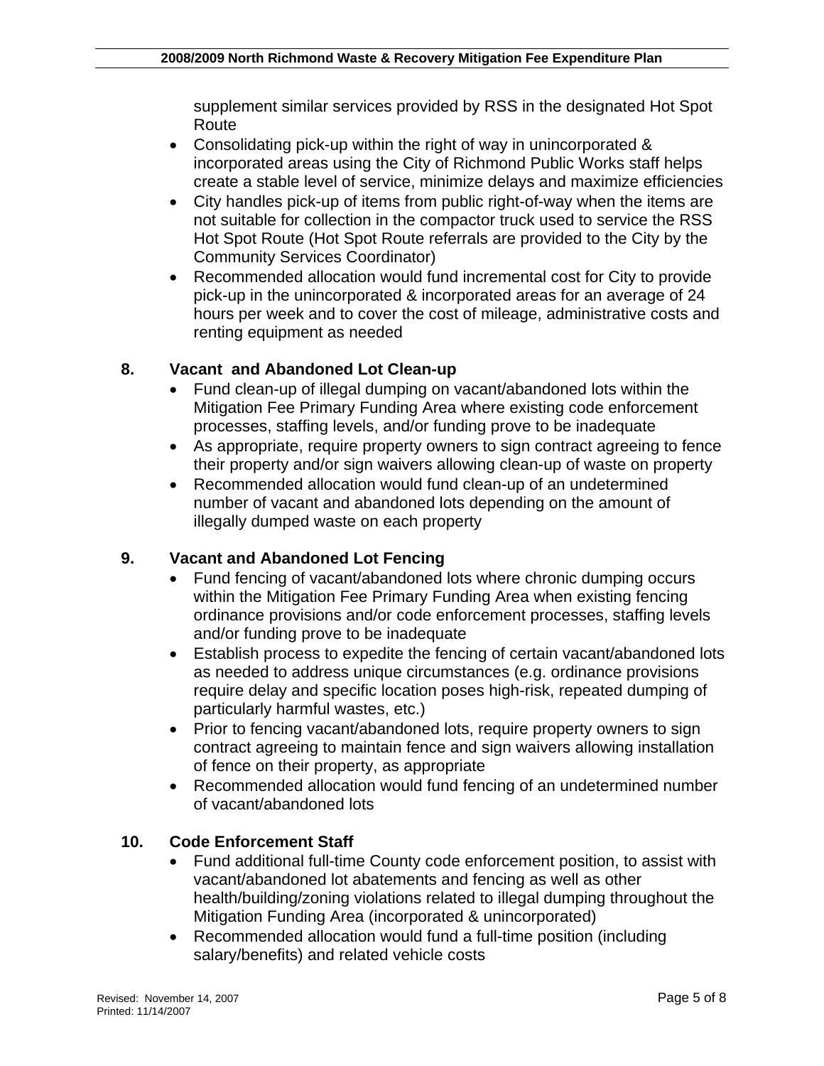supplement similar services provided by RSS in the designated Hot Spot Route

- Consolidating pick-up within the right of way in unincorporated & incorporated areas using the City of Richmond Public Works staff helps create a stable level of service, minimize delays and maximize efficiencies
- City handles pick-up of items from public right-of-way when the items are not suitable for collection in the compactor truck used to service the RSS Hot Spot Route (Hot Spot Route referrals are provided to the City by the Community Services Coordinator)
- Recommended allocation would fund incremental cost for City to provide pick-up in the unincorporated & incorporated areas for an average of 24 hours per week and to cover the cost of mileage, administrative costs and renting equipment as needed

## 8. Vacant and Abandoned Lot Clean-up

- Fund clean-up of illegal dumping on vacant/abandoned lots within the Mitigation Fee Primary Funding Area where existing code enforcement processes, staffing levels, and/or funding prove to be inadequate
- As appropriate, require property owners to sign contract agreeing to fence their property and/or sign waivers allowing clean-up of waste on property
- Recommended allocation would fund clean-up of an undetermined number of vacant and abandoned lots depending on the amount of illegally dumped waste on each property

## 9. Vacant and Abandoned Lot Fencing

- Fund fencing of vacant/abandoned lots where chronic dumping occurs within the Mitigation Fee Primary Funding Area when existing fencing ordinance provisions and/or code enforcement processes, staffing levels and/or funding prove to be inadequate
- Establish process to expedite the fencing of certain vacant/abandoned lots as needed to address unique circumstances (e.g. ordinance provisions require delay and specific location poses high-risk, repeated dumping of particularly harmful wastes, etc.)
- Prior to fencing vacant/abandoned lots, require property owners to sign contract agreeing to maintain fence and sign waivers allowing installation of fence on their property, as appropriate
- Recommended allocation would fund fencing of an undetermined number of vacant/abandoned lots

## 10. Code Enforcement Staff

- Fund additional full-time County code enforcement position, to assist with vacant/abandoned lot abatements and fencing as well as other health/building/zoning violations related to illegal dumping throughout the Mitigation Funding Area (incorporated & unincorporated)
- Recommended allocation would fund a full-time position (including salary/benefits) and related vehicle costs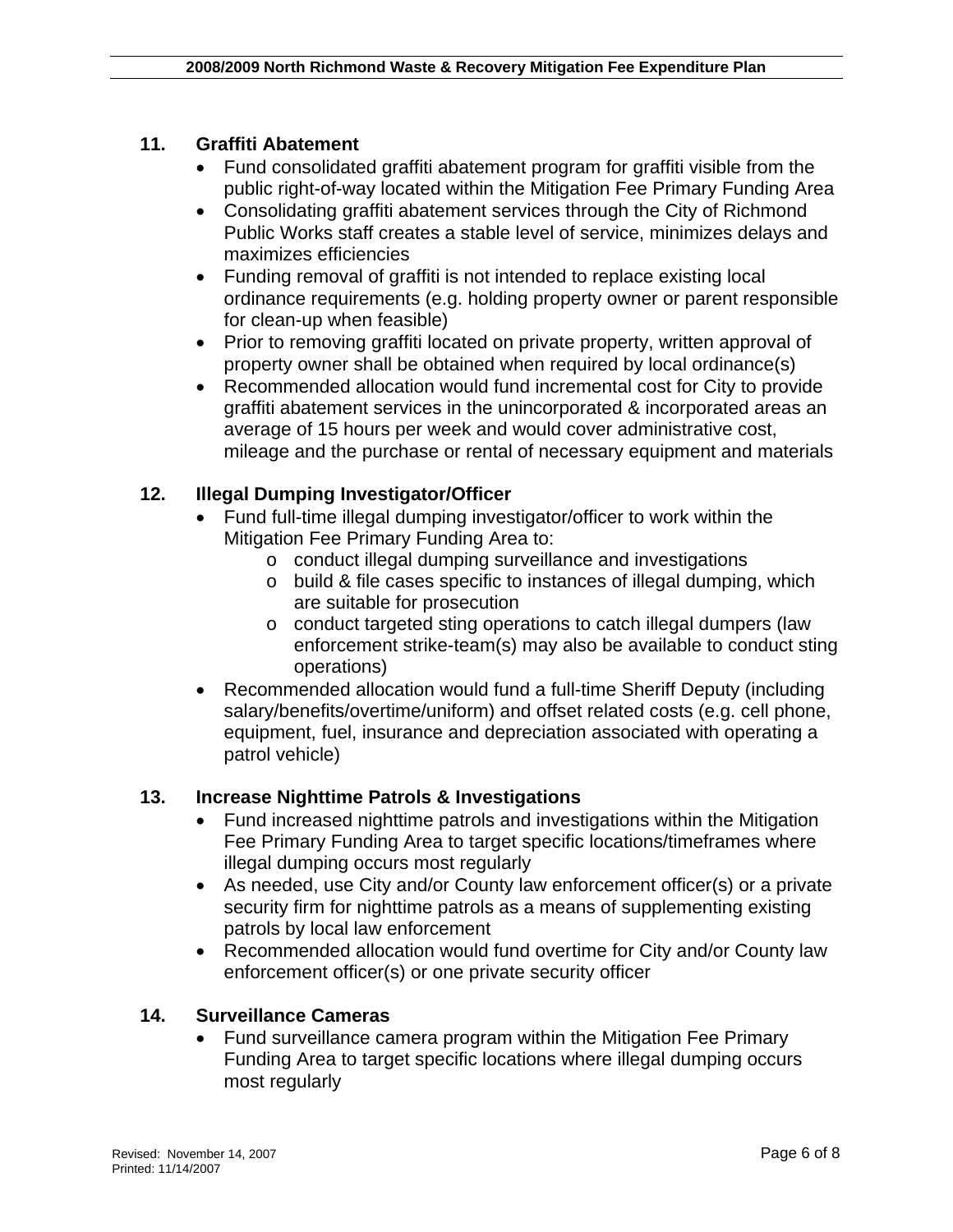## 11. Graffiti Abatement

- Fund consolidated graffiti abatement program for graffiti visible from the public right-of-way located within the Mitigation Fee Primary Funding Area
- Consolidating graffiti abatement services through the City of Richmond Public Works staff creates a stable level of service, minimizes delays and maximizes efficiencies
- Funding removal of graffiti is not intended to replace existing local ordinance requirements (e.g. holding property owner or parent responsible for clean-up when feasible)
- Prior to removing graffiti located on private property, written approval of property owner shall be obtained when required by local ordinance(s)
- Recommended allocation would fund incremental cost for City to provide graffiti abatement services in the unincorporated & incorporated areas an average of 15 hours per week and would cover administrative cost, mileage and the purchase or rental of necessary equipment and materials

## 12. Illegal Dumping Investigator/Officer

- Fund full-time illegal dumping investigator/officer to work within the Mitigation Fee Primary Funding Area to:
  - conduct illegal dumping surveillance and investigations
  - build & file cases specific to instances of illegal dumping, which are suitable for prosecution
  - conduct targeted sting operations to catch illegal dumpers (law enforcement strike-team(s) may also be available to conduct sting operations)
- Recommended allocation would fund a full-time Sheriff Deputy (including salary/benefits/overtime/uniform) and offset related costs (e.g. cell phone, equipment, fuel, insurance and depreciation associated with operating a patrol vehicle)

## 13. Increase Nighttime Patrols & Investigations

- Fund increased nighttime patrols and investigations within the Mitigation Fee Primary Funding Area to target specific locations/timeframes where illegal dumping occurs most regularly
- As needed, use City and/or County law enforcement officer(s) or a private security firm for nighttime patrols as a means of supplementing existing patrols by local law enforcement
- Recommended allocation would fund overtime for City and/or County law enforcement officer(s) or one private security officer

## 14. Surveillance Cameras

- Fund surveillance camera program within the Mitigation Fee Primary Funding Area to target specific locations where illegal dumping occurs most regularly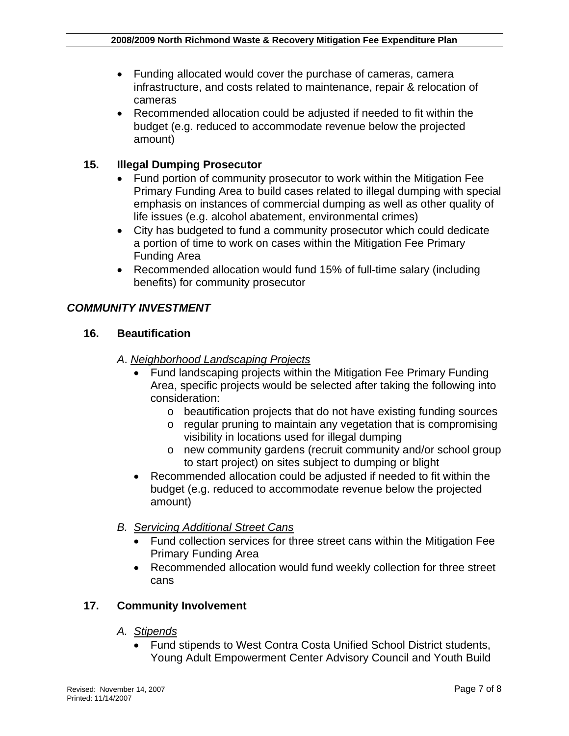- Funding allocated would cover the purchase of cameras, camera infrastructure, and costs related to maintenance, repair & relocation of cameras
- Recommended allocation could be adjusted if needed to fit within the budget (e.g. reduced to accommodate revenue below the projected amount)

### 15. Illegal Dumping Prosecutor

- Fund portion of community prosecutor to work within the Mitigation Fee Primary Funding Area to build cases related to illegal dumping with special emphasis on instances of commercial dumping as well as other quality of life issues (e.g. alcohol abatement, environmental crimes)
- City has budgeted to fund a community prosecutor which could dedicate a portion of time to work on cases within the Mitigation Fee Primary Funding Area
- Recommended allocation would fund 15% of full-time salary (including benefits) for community prosecutor

## *COMMUNITY INVESTMENT*

### 16. Beautification

*A*. <u>*Neighborhood Landscaping Projects*</u>

- Fund landscaping projects within the Mitigation Fee Primary Funding Area, specific projects would be selected after taking the following into consideration:
  - beautification projects that do not have existing funding sources
  - regular pruning to maintain any vegetation that is compromising visibility in locations used for illegal dumping
  - new community gardens (recruit community and/or school group to start project) on sites subject to dumping or blight
- Recommended allocation could be adjusted if needed to fit within the budget (e.g. reduced to accommodate revenue below the projected amount)

*B.* <u>*Servicing Additional Street Cans*</u>

- Fund collection services for three street cans within the Mitigation Fee Primary Funding Area
- Recommended allocation would fund weekly collection for three street cans

### 17. Community Involvement

*A.* <u>*Stipends*</u>

- Fund stipends to West Contra Costa Unified School District students, Young Adult Empowerment Center Advisory Council and Youth Build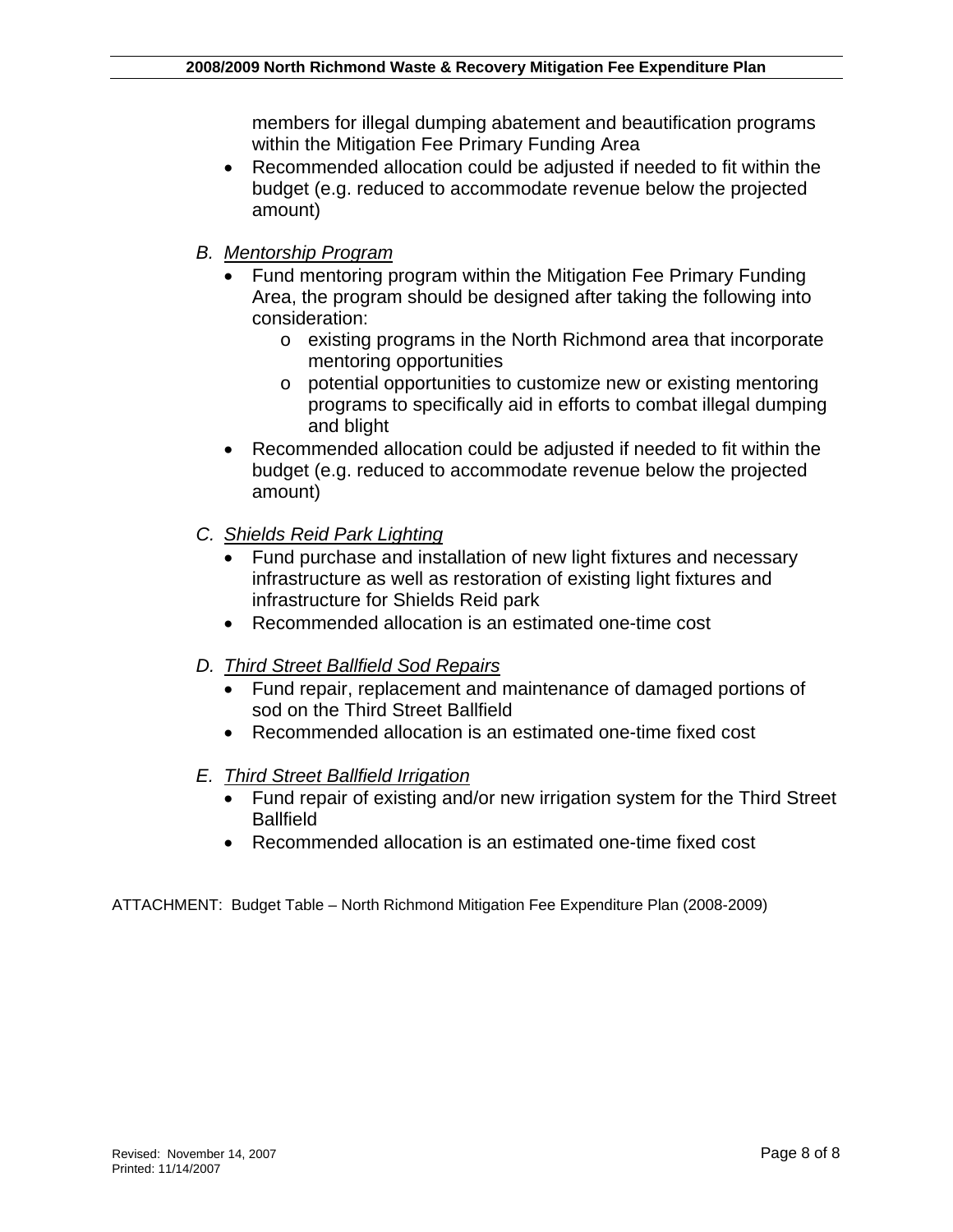members for illegal dumping abatement and beautification programs within the Mitigation Fee Primary Funding Area

- Recommended allocation could be adjusted if needed to fit within the budget (e.g. reduced to accommodate revenue below the projected amount)

*B. Mentorship Program*

- Fund mentoring program within the Mitigation Fee Primary Funding Area, the program should be designed after taking the following into consideration:
  - existing programs in the North Richmond area that incorporate mentoring opportunities
  - potential opportunities to customize new or existing mentoring programs to specifically aid in efforts to combat illegal dumping and blight
- Recommended allocation could be adjusted if needed to fit within the budget (e.g. reduced to accommodate revenue below the projected amount)

*C. Shields Reid Park Lighting*

- Fund purchase and installation of new light fixtures and necessary infrastructure as well as restoration of existing light fixtures and infrastructure for Shields Reid park
- Recommended allocation is an estimated one-time cost

*D. Third Street Ballfield Sod Repairs*

- Fund repair, replacement and maintenance of damaged portions of sod on the Third Street Ballfield
- Recommended allocation is an estimated one-time fixed cost

*E. Third Street Ballfield Irrigation*

- Fund repair of existing and/or new irrigation system for the Third Street Ballfield
- Recommended allocation is an estimated one-time fixed cost

ATTACHMENT: Budget Table – North Richmond Mitigation Fee Expenditure Plan (2008-2009)

Revised: November 14, 2007
Printed: 11/14/2007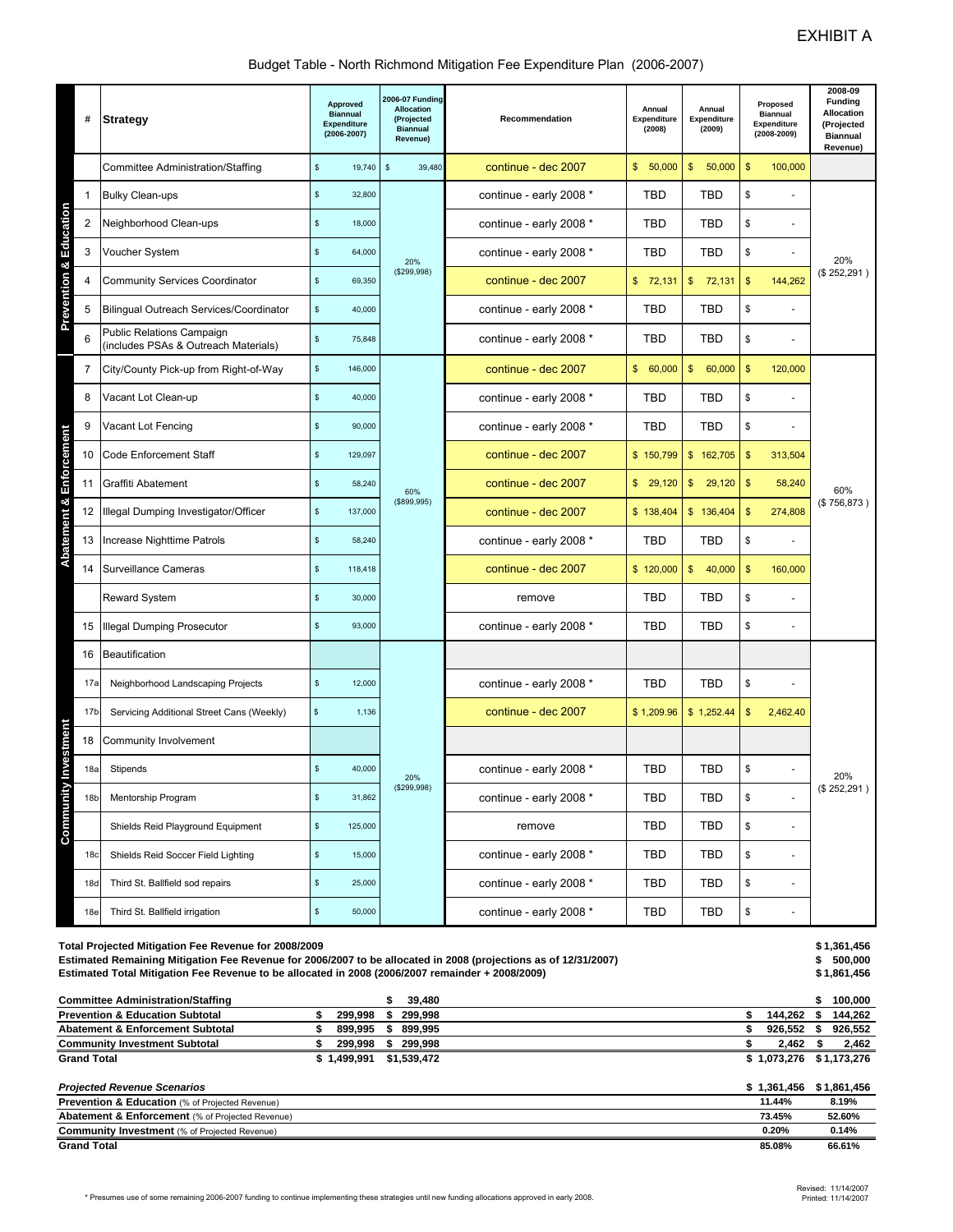EXHIBIT A

Budget Table - North Richmond Mitigation Fee Expenditure Plan (2006-2007)

| Category | # | Strategy | Approved Biannual Expenditure (2006-2007) | 2006-07 Funding Allocation (Projected Biannual Revenue) | Recommendation | Annual Expenditure (2008) | Annual Expenditure (2009) | Proposed Biannual Expenditure (2008-2009) | 2008-09 Funding Allocation (Projected Biannual Revenue) |
|---|---|---|---|---|---|---|---|---|---|
| | | Committee Administration/Staffing | $ 19,740 | $ 39,480 | continue - dec 2007 | $ 50,000 | $ 50,000 | $ 100,000 | |
| Prevention & Education | 1 | Bulky Clean-ups | $ 32,800 | 20% ($299,998) | continue - early 2008 * | TBD | TBD | $ - | 20% ($ 252,291 ) |
| | 2 | Neighborhood Clean-ups | $ 18,000 | | continue - early 2008 * | TBD | TBD | $ - | |
| | 3 | Voucher System | $ 64,000 | | continue - early 2008 * | TBD | TBD | $ - | |
| | 4 | Community Services Coordinator | $ 69,350 | | continue - dec 2007 | $ 72,131 | $ 72,131 | $ 144,262 | |
| | 5 | Bilingual Outreach Services/Coordinator | $ 40,000 | | continue - early 2008 * | TBD | TBD | $ - | |
| | 6 | Public Relations Campaign (includes PSAs & Outreach Materials) | $ 75,848 | | continue - early 2008 * | TBD | TBD | $ - | |
| Abatement & Enforcement | 7 | City/County Pick-up from Right-of-Way | $ 146,000 | 60% ($899,995) | continue - dec 2007 | $ 60,000 | $ 60,000 | $ 120,000 | 60% ($ 756,873 ) |
| | 8 | Vacant Lot Clean-up | $ 40,000 | | continue - early 2008 * | TBD | TBD | $ - | |
| | 9 | Vacant Lot Fencing | $ 90,000 | | continue - early 2008 * | TBD | TBD | $ - | |
| | 10 | Code Enforcement Staff | $ 129,097 | | continue - dec 2007 | $ 150,799 | $ 162,705 | $ 313,504 | |
| | 11 | Graffiti Abatement | $ 58,240 | | continue - dec 2007 | $ 29,120 | $ 29,120 | $ 58,240 | |
| | 12 | Illegal Dumping Investigator/Officer | $ 137,000 | | continue - dec 2007 | $ 138,404 | $ 136,404 | $ 274,808 | |
| | 13 | Increase Nighttime Patrols | $ 58,240 | | continue - early 2008 * | TBD | TBD | $ - | |
| | 14 | Surveillance Cameras | $ 118,418 | | continue - dec 2007 | $ 120,000 | $ 40,000 | $ 160,000 | |
| | | Reward System | $ 30,000 | | remove | TBD | TBD | $ - | |
| | 15 | Illegal Dumping Prosecutor | $ 93,000 | | continue - early 2008 * | TBD | TBD | $ - | |
| Community Investment | 16 | Beautification | | 20% ($299,998) | | | | | 20% ($ 252,291 ) |
| | 17a | Neighborhood Landscaping Projects | $ 12,000 | | continue - early 2008 * | TBD | TBD | $ - | |
| | 17b | Servicing Additional Street Cans (Weekly) | $ 1,136 | | continue - dec 2007 | $ 1,209.96 | $ 1,252.44 | $ 2,462.40 | |
| | 18 | Community Involvement | | | | | | | |
| | 18a | Stipends | $ 40,000 | | continue - early 2008 * | TBD | TBD | $ - | |
| | 18b | Mentorship Program | $ 31,862 | | continue - early 2008 * | TBD | TBD | $ - | |
| | | Shields Reid Playground Equipment | $ 125,000 | | remove | TBD | TBD | $ - | |
| | 18c | Shields Reid Soccer Field Lighting | $ 15,000 | | continue - early 2008 * | TBD | TBD | $ - | |
| | 18d | Third St. Ballfield sod repairs | $ 25,000 | | continue - early 2008 * | TBD | TBD | $ - | |
| | 18e | Third St. Ballfield irrigation | $ 50,000 | | continue - early 2008 * | TBD | TBD | $ - | |

| | |
|---|---|
| **Total Projected Mitigation Fee Revenue for 2008/2009** | **$ 1,361,456** |
| **Estimated Remaining Mitigation Fee Revenue for 2006/2007 to be allocated in 2008 (projections as of 12/31/2007)** | **$ 500,000** |
| **Estimated Total Mitigation Fee Revenue to be allocated in 2008 (2006/2007 remainder + 2008/2009)** | **$ 1,861,456** |

| | | | | |
|---|---|---|---|---|
| **Committee Administration/Staffing** | | **$ 39,480** | | **$ 100,000** |
| **Prevention & Education Subtotal** | **$ 299,998** | **$ 299,998** | **$ 144,262** | **$ 144,262** |
| **Abatement & Enforcement Subtotal** | **$ 899,995** | **$ 899,995** | **$ 926,552** | **$ 926,552** |
| **Community Investment Subtotal** | **$ 299,998** | **$ 299,998** | **$ 2,462** | **$ 2,462** |
| **Grand Total** | **$ 1,499,991** | **$1,539,472** | **$ 1,073,276** | **$1,173,276** |

| | | |
|---|---|---|
| ***Projected Revenue Scenarios*** | **$ 1,361,456** | **$ 1,861,456** |
| **Prevention & Education** (% of Projected Revenue) | **11.44%** | **8.19%** |
| **Abatement & Enforcement** (% of Projected Revenue) | **73.45%** | **52.60%** |
| **Community Investment** (% of Projected Revenue) | **0.20%** | **0.14%** |
| **Grand Total** | **85.08%** | **66.61%** |

\* Presumes use of some remaining 2006-2007 funding to continue implementing these strategies until new funding allocations approved in early 2008.

Revised: 11/14/2007
Printed: 11/14/2007